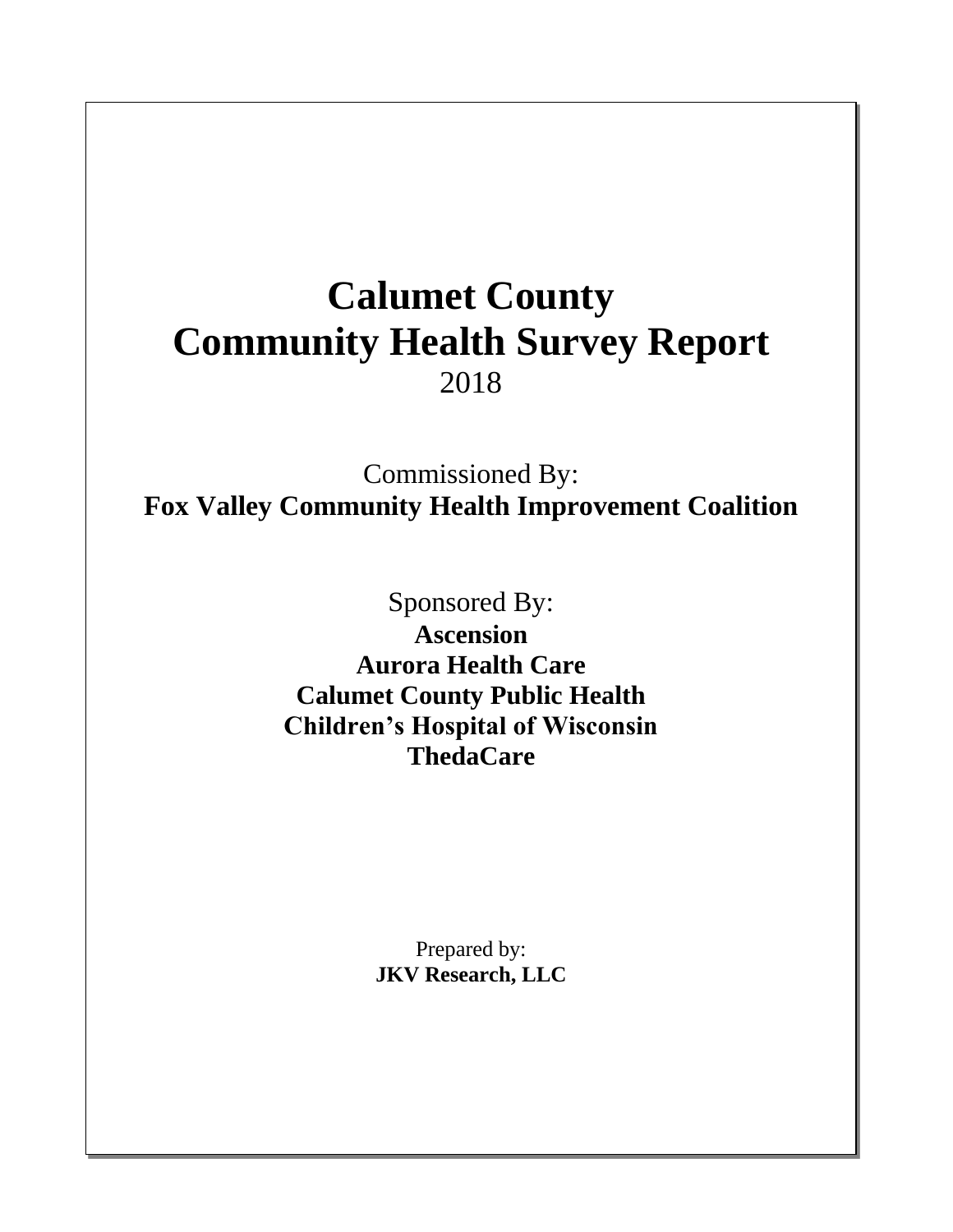# Calumet County
# Community Health Survey Report

2018

Commissioned By:

**Fox Valley Community Health Improvement Coalition**

Sponsored By:

**Ascension**

**Aurora Health Care**

**Calumet County Public Health**

**Children's Hospital of Wisconsin**

**ThedaCare**

Prepared by:

**JKV Research, LLC**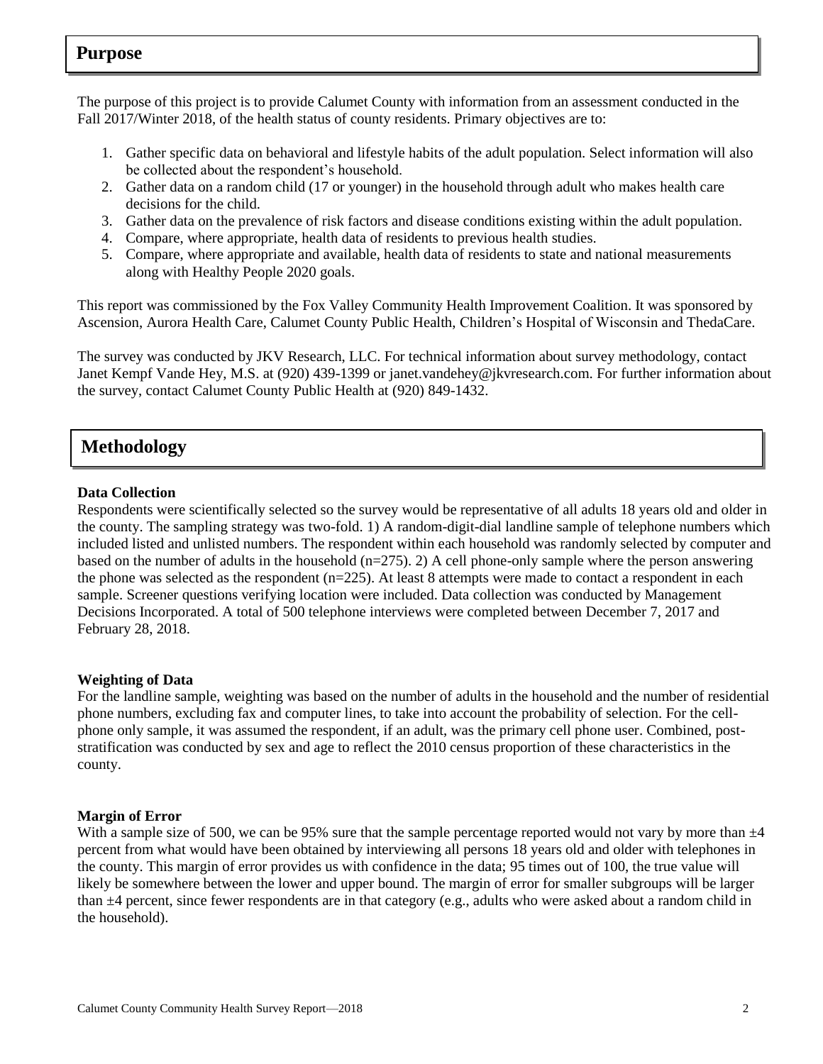## Purpose

The purpose of this project is to provide Calumet County with information from an assessment conducted in the Fall 2017/Winter 2018, of the health status of county residents. Primary objectives are to:

1. Gather specific data on behavioral and lifestyle habits of the adult population. Select information will also be collected about the respondent's household.
2. Gather data on a random child (17 or younger) in the household through adult who makes health care decisions for the child.
3. Gather data on the prevalence of risk factors and disease conditions existing within the adult population.
4. Compare, where appropriate, health data of residents to previous health studies.
5. Compare, where appropriate and available, health data of residents to state and national measurements along with Healthy People 2020 goals.

This report was commissioned by the Fox Valley Community Health Improvement Coalition. It was sponsored by Ascension, Aurora Health Care, Calumet County Public Health, Children's Hospital of Wisconsin and ThedaCare.

The survey was conducted by JKV Research, LLC. For technical information about survey methodology, contact Janet Kempf Vande Hey, M.S. at (920) 439-1399 or janet.vandehey@jkvresearch.com. For further information about the survey, contact Calumet County Public Health at (920) 849-1432.

## Methodology

### Data Collection

Respondents were scientifically selected so the survey would be representative of all adults 18 years old and older in the county. The sampling strategy was two-fold. 1) A random-digit-dial landline sample of telephone numbers which included listed and unlisted numbers. The respondent within each household was randomly selected by computer and based on the number of adults in the household (n=275). 2) A cell phone-only sample where the person answering the phone was selected as the respondent (n=225). At least 8 attempts were made to contact a respondent in each sample. Screener questions verifying location were included. Data collection was conducted by Management Decisions Incorporated. A total of 500 telephone interviews were completed between December 7, 2017 and February 28, 2018.

### Weighting of Data

For the landline sample, weighting was based on the number of adults in the household and the number of residential phone numbers, excluding fax and computer lines, to take into account the probability of selection. For the cell-phone only sample, it was assumed the respondent, if an adult, was the primary cell phone user. Combined, post-stratification was conducted by sex and age to reflect the 2010 census proportion of these characteristics in the county.

### Margin of Error

With a sample size of 500, we can be 95% sure that the sample percentage reported would not vary by more than ±4 percent from what would have been obtained by interviewing all persons 18 years old and older with telephones in the county. This margin of error provides us with confidence in the data; 95 times out of 100, the true value will likely be somewhere between the lower and upper bound. The margin of error for smaller subgroups will be larger than ±4 percent, since fewer respondents are in that category (e.g., adults who were asked about a random child in the household).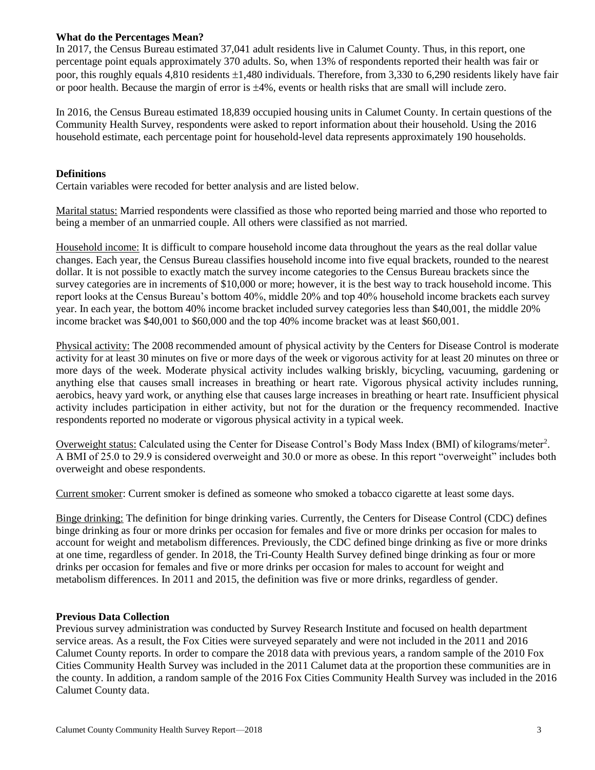## What do the Percentages Mean?

In 2017, the Census Bureau estimated 37,041 adult residents live in Calumet County. Thus, in this report, one percentage point equals approximately 370 adults. So, when 13% of respondents reported their health was fair or poor, this roughly equals 4,810 residents ±1,480 individuals. Therefore, from 3,330 to 6,290 residents likely have fair or poor health. Because the margin of error is ±4%, events or health risks that are small will include zero.

In 2016, the Census Bureau estimated 18,839 occupied housing units in Calumet County. In certain questions of the Community Health Survey, respondents were asked to report information about their household. Using the 2016 household estimate, each percentage point for household-level data represents approximately 190 households.

## Definitions

Certain variables were recoded for better analysis and are listed below.

Marital status: Married respondents were classified as those who reported being married and those who reported to being a member of an unmarried couple. All others were classified as not married.

Household income: It is difficult to compare household income data throughout the years as the real dollar value changes. Each year, the Census Bureau classifies household income into five equal brackets, rounded to the nearest dollar. It is not possible to exactly match the survey income categories to the Census Bureau brackets since the survey categories are in increments of $10,000 or more; however, it is the best way to track household income. This report looks at the Census Bureau's bottom 40%, middle 20% and top 40% household income brackets each survey year. In each year, the bottom 40% income bracket included survey categories less than $40,001, the middle 20% income bracket was $40,001 to $60,000 and the top 40% income bracket was at least $60,001.

Physical activity: The 2008 recommended amount of physical activity by the Centers for Disease Control is moderate activity for at least 30 minutes on five or more days of the week or vigorous activity for at least 20 minutes on three or more days of the week. Moderate physical activity includes walking briskly, bicycling, vacuuming, gardening or anything else that causes small increases in breathing or heart rate. Vigorous physical activity includes running, aerobics, heavy yard work, or anything else that causes large increases in breathing or heart rate. Insufficient physical activity includes participation in either activity, but not for the duration or the frequency recommended. Inactive respondents reported no moderate or vigorous physical activity in a typical week.

Overweight status: Calculated using the Center for Disease Control's Body Mass Index (BMI) of kilograms/meter$^2$. A BMI of 25.0 to 29.9 is considered overweight and 30.0 or more as obese. In this report "overweight" includes both overweight and obese respondents.

Current smoker: Current smoker is defined as someone who smoked a tobacco cigarette at least some days.

Binge drinking: The definition for binge drinking varies. Currently, the Centers for Disease Control (CDC) defines binge drinking as four or more drinks per occasion for females and five or more drinks per occasion for males to account for weight and metabolism differences. Previously, the CDC defined binge drinking as five or more drinks at one time, regardless of gender. In 2018, the Tri-County Health Survey defined binge drinking as four or more drinks per occasion for females and five or more drinks per occasion for males to account for weight and metabolism differences. In 2011 and 2015, the definition was five or more drinks, regardless of gender.

## Previous Data Collection

Previous survey administration was conducted by Survey Research Institute and focused on health department service areas. As a result, the Fox Cities were surveyed separately and were not included in the 2011 and 2016 Calumet County reports. In order to compare the 2018 data with previous years, a random sample of the 2010 Fox Cities Community Health Survey was included in the 2011 Calumet data at the proportion these communities are in the county. In addition, a random sample of the 2016 Fox Cities Community Health Survey was included in the 2016 Calumet County data.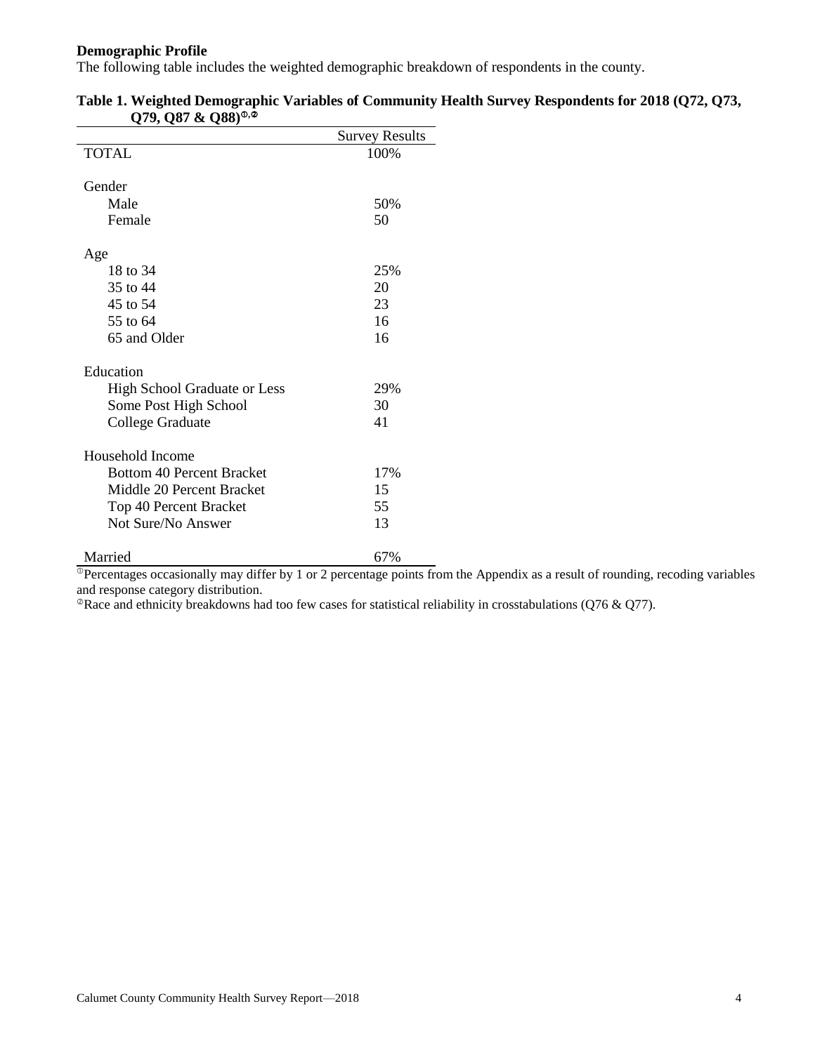**Demographic Profile**

The following table includes the weighted demographic breakdown of respondents in the county.

**Table 1. Weighted Demographic Variables of Community Health Survey Respondents for 2018 (Q72, Q73, Q79, Q87 & Q88)[1,2]**

| | Survey Results |
|---|---|
| TOTAL | 100% |
| **Gender** | |
| Male | 50% |
| Female | 50 |
| **Age** | |
| 18 to 34 | 25% |
| 35 to 44 | 20 |
| 45 to 54 | 23 |
| 55 to 64 | 16 |
| 65 and Older | 16 |
| **Education** | |
| High School Graduate or Less | 29% |
| Some Post High School | 30 |
| College Graduate | 41 |
| **Household Income** | |
| Bottom 40 Percent Bracket | 17% |
| Middle 20 Percent Bracket | 15 |
| Top 40 Percent Bracket | 55 |
| Not Sure/No Answer | 13 |
| Married | 67% |

[1]Percentages occasionally may differ by 1 or 2 percentage points from the Appendix as a result of rounding, recoding variables and response category distribution.

[2]Race and ethnicity breakdowns had too few cases for statistical reliability in crosstabulations (Q76 & Q77).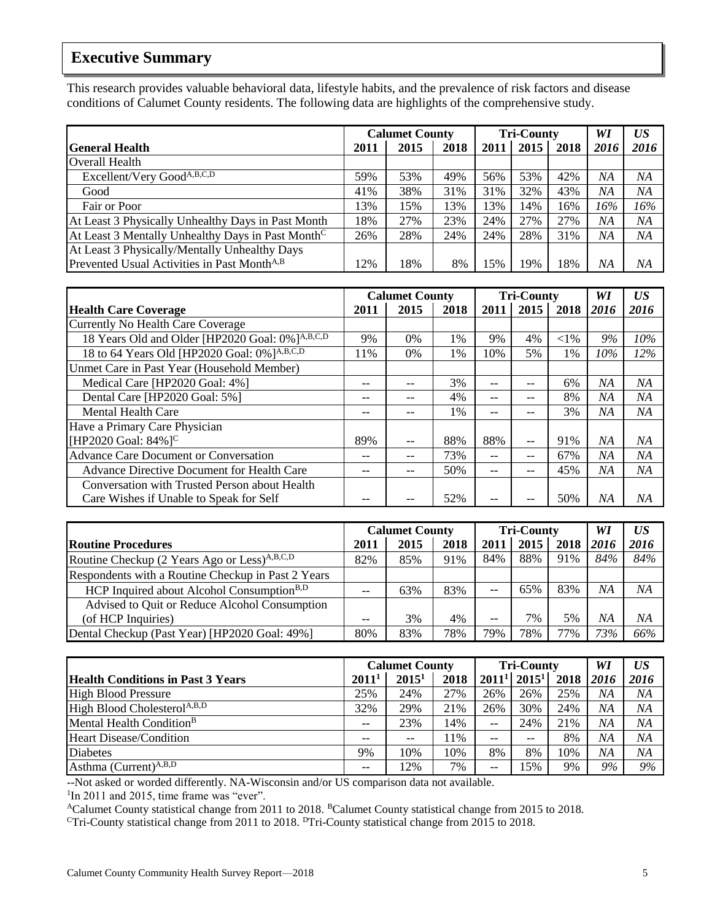## Executive Summary

This research provides valuable behavioral data, lifestyle habits, and the prevalence of risk factors and disease conditions of Calumet County residents. The following data are highlights of the comprehensive study.

| | Calumet County | | | Tri-County | | | *WI* | *US* |
|---|---|---|---|---|---|---|---|---|
| **General Health** | **2011** | **2015** | **2018** | **2011** | **2015** | **2018** | ***2016*** | ***2016*** |
| Overall Health | | | | | | | | |
| Excellent/Very Good[A,B,C,D] | 59% | 53% | 49% | 56% | 53% | 42% | *NA* | *NA* |
| Good | 41% | 38% | 31% | 31% | 32% | 43% | *NA* | *NA* |
| Fair or Poor | 13% | 15% | 13% | 13% | 14% | 16% | *16%* | *16%* |
| At Least 3 Physically Unhealthy Days in Past Month | 18% | 27% | 23% | 24% | 27% | 27% | *NA* | *NA* |
| At Least 3 Mentally Unhealthy Days in Past Month[C] | 26% | 28% | 24% | 24% | 28% | 31% | *NA* | *NA* |
| At Least 3 Physically/Mentally Unhealthy Days Prevented Usual Activities in Past Month[A,B] | 12% | 18% | 8% | 15% | 19% | 18% | *NA* | *NA* |

| | Calumet County | | | Tri-County | | | *WI* | *US* |
|---|---|---|---|---|---|---|---|---|
| **Health Care Coverage** | **2011** | **2015** | **2018** | **2011** | **2015** | **2018** | ***2016*** | ***2016*** |
| Currently No Health Care Coverage | | | | | | | | |
| 18 Years Old and Older [HP2020 Goal: 0%][A,B,C,D] | 9% | 0% | 1% | 9% | 4% | <1% | *9%* | *10%* |
| 18 to 64 Years Old [HP2020 Goal: 0%][A,B,C,D] | 11% | 0% | 1% | 10% | 5% | 1% | *10%* | *12%* |
| Unmet Care in Past Year (Household Member) | | | | | | | | |
| Medical Care [HP2020 Goal: 4%] | -- | -- | 3% | -- | -- | 6% | *NA* | *NA* |
| Dental Care [HP2020 Goal: 5%] | -- | -- | 4% | -- | -- | 8% | *NA* | *NA* |
| Mental Health Care | -- | -- | 1% | -- | -- | 3% | *NA* | *NA* |
| Have a Primary Care Physician [HP2020 Goal: 84%][C] | 89% | -- | 88% | 88% | -- | 91% | *NA* | *NA* |
| Advance Care Document or Conversation | -- | -- | 73% | -- | -- | 67% | *NA* | *NA* |
| Advance Directive Document for Health Care | -- | -- | 50% | -- | -- | 45% | *NA* | *NA* |
| Conversation with Trusted Person about Health Care Wishes if Unable to Speak for Self | -- | -- | 52% | -- | -- | 50% | *NA* | *NA* |

| | Calumet County | | | Tri-County | | | *WI* | *US* |
|---|---|---|---|---|---|---|---|---|
| **Routine Procedures** | **2011** | **2015** | **2018** | **2011** | **2015** | **2018** | ***2016*** | ***2016*** |
| Routine Checkup (2 Years Ago or Less)[A,B,C,D] | 82% | 85% | 91% | 84% | 88% | 91% | *84%* | *84%* |
| Respondents with a Routine Checkup in Past 2 Years | | | | | | | | |
| HCP Inquired about Alcohol Consumption[B,D] | -- | 63% | 83% | -- | 65% | 83% | *NA* | *NA* |
| Advised to Quit or Reduce Alcohol Consumption (of HCP Inquiries) | -- | 3% | 4% | -- | 7% | 5% | *NA* | *NA* |
| Dental Checkup (Past Year) [HP2020 Goal: 49%] | 80% | 83% | 78% | 79% | 78% | 77% | *73%* | *66%* |

| | Calumet County | | | Tri-County | | | *WI* | *US* |
|---|---|---|---|---|---|---|---|---|
| **Health Conditions in Past 3 Years** | **2011[1]** | **2015[1]** | **2018** | **2011[1]** | **2015[1]** | **2018** | ***2016*** | ***2016*** |
| High Blood Pressure | 25% | 24% | 27% | 26% | 26% | 25% | *NA* | *NA* |
| High Blood Cholesterol[A,B,D] | 32% | 29% | 21% | 26% | 30% | 24% | *NA* | *NA* |
| Mental Health Condition[B] | -- | 23% | 14% | -- | 24% | 21% | *NA* | *NA* |
| Heart Disease/Condition | -- | -- | 11% | -- | -- | 8% | *NA* | *NA* |
| Diabetes | 9% | 10% | 10% | 8% | 8% | 10% | *NA* | *NA* |
| Asthma (Current)[A,B,D] | -- | 12% | 7% | -- | 15% | 9% | *9%* | *9%* |

--Not asked or worded differently. NA-Wisconsin and/or US comparison data not available.

[1]In 2011 and 2015, time frame was "ever".

[A]Calumet County statistical change from 2011 to 2018. [B]Calumet County statistical change from 2015 to 2018.

[C]Tri-County statistical change from 2011 to 2018. [D]Tri-County statistical change from 2015 to 2018.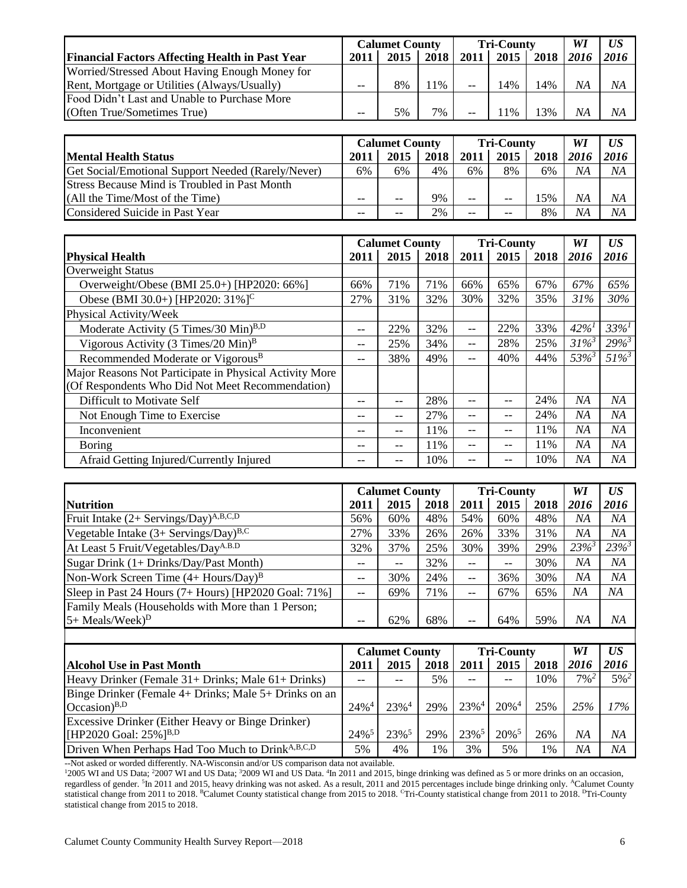| Financial Factors Affecting Health in Past Year | Calumet County 2011 | Calumet County 2015 | Calumet County 2018 | Tri-County 2011 | Tri-County 2015 | Tri-County 2018 | *WI 2016* | *US 2016* |
|---|---|---|---|---|---|---|---|---|
| Worried/Stressed About Having Enough Money for Rent, Mortgage or Utilities (Always/Usually) | -- | 8% | 11% | -- | 14% | 14% | *NA* | *NA* |
| Food Didn't Last and Unable to Purchase More (Often True/Sometimes True) | -- | 5% | 7% | -- | 11% | 13% | *NA* | *NA* |

| Mental Health Status | Calumet County 2011 | Calumet County 2015 | Calumet County 2018 | Tri-County 2011 | Tri-County 2015 | Tri-County 2018 | *WI 2016* | *US 2016* |
|---|---|---|---|---|---|---|---|---|
| Get Social/Emotional Support Needed (Rarely/Never) | 6% | 6% | 4% | 6% | 8% | 6% | *NA* | *NA* |
| Stress Because Mind is Troubled in Past Month (All the Time/Most of the Time) | -- | -- | 9% | -- | -- | 15% | *NA* | *NA* |
| Considered Suicide in Past Year | -- | -- | 2% | -- | -- | 8% | *NA* | *NA* |

| Physical Health | Calumet County 2011 | Calumet County 2015 | Calumet County 2018 | Tri-County 2011 | Tri-County 2015 | Tri-County 2018 | *WI 2016* | *US 2016* |
|---|---|---|---|---|---|---|---|---|
| Overweight Status | | | | | | | | |
| Overweight/Obese (BMI 25.0+) [HP2020: 66%] | 66% | 71% | 71% | 66% | 65% | 67% | *67%* | *65%* |
| Obese (BMI 30.0+) [HP2020: 31%][C] | 27% | 31% | 32% | 30% | 32% | 35% | *31%* | *30%* |
| Physical Activity/Week | | | | | | | | |
| Moderate Activity (5 Times/30 Min)[B,D] | -- | 22% | 32% | -- | 22% | 33% | *42%[1]* | *33%[1]* |
| Vigorous Activity (3 Times/20 Min)[B] | -- | 25% | 34% | -- | 28% | 25% | *31%[3]* | *29%[3]* |
| Recommended Moderate or Vigorous[B] | -- | 38% | 49% | -- | 40% | 44% | *53%[3]* | *51%[3]* |
| Major Reasons Not Participate in Physical Activity More (Of Respondents Who Did Not Meet Recommendation) | | | | | | | | |
| Difficult to Motivate Self | -- | -- | 28% | -- | -- | 24% | *NA* | *NA* |
| Not Enough Time to Exercise | -- | -- | 27% | -- | -- | 24% | *NA* | *NA* |
| Inconvenient | -- | -- | 11% | -- | -- | 11% | *NA* | *NA* |
| Boring | -- | -- | 11% | -- | -- | 11% | *NA* | *NA* |
| Afraid Getting Injured/Currently Injured | -- | -- | 10% | -- | -- | 10% | *NA* | *NA* |

| Nutrition | Calumet County 2011 | Calumet County 2015 | Calumet County 2018 | Tri-County 2011 | Tri-County 2015 | Tri-County 2018 | *WI 2016* | *US 2016* |
|---|---|---|---|---|---|---|---|---|
| Fruit Intake (2+ Servings/Day)[A,B,C,D] | 56% | 60% | 48% | 54% | 60% | 48% | *NA* | *NA* |
| Vegetable Intake (3+ Servings/Day)[B,C] | 27% | 33% | 26% | 26% | 33% | 31% | *NA* | *NA* |
| At Least 5 Fruit/Vegetables/Day[A.B.D] | 32% | 37% | 25% | 30% | 39% | 29% | *23%[3]* | *23%[3]* |
| Sugar Drink (1+ Drinks/Day/Past Month) | -- | -- | 32% | -- | -- | 30% | *NA* | *NA* |
| Non-Work Screen Time (4+ Hours/Day)[B] | -- | 30% | 24% | -- | 36% | 30% | *NA* | *NA* |
| Sleep in Past 24 Hours (7+ Hours) [HP2020 Goal: 71%] | -- | 69% | 71% | -- | 67% | 65% | *NA* | *NA* |
| Family Meals (Households with More than 1 Person; 5+ Meals/Week)[D] | -- | 62% | 68% | -- | 64% | 59% | *NA* | *NA* |

| Alcohol Use in Past Month | Calumet County 2011 | Calumet County 2015 | Calumet County 2018 | Tri-County 2011 | Tri-County 2015 | Tri-County 2018 | *WI 2016* | *US 2016* |
|---|---|---|---|---|---|---|---|---|
| Heavy Drinker (Female 31+ Drinks; Male 61+ Drinks) | -- | -- | 5% | -- | -- | 10% | *7%[2]* | *5%[2]* |
| Binge Drinker (Female 4+ Drinks; Male 5+ Drinks on an Occasion)[B,D] | 24%[4] | 23%[4] | 29% | 23%[4] | 20%[4] | 25% | *25%* | *17%* |
| Excessive Drinker (Either Heavy or Binge Drinker) [HP2020 Goal: 25%][B,D] | 24%[5] | 23%[5] | 29% | 23%[5] | 20%[5] | 26% | *NA* | *NA* |
| Driven When Perhaps Had Too Much to Drink[A,B,C,D] | 5% | 4% | 1% | 3% | 5% | 1% | *NA* | *NA* |

--Not asked or worded differently. NA-Wisconsin and/or US comparison data not available.
[1]2005 WI and US Data; [2]2007 WI and US Data; [3]2009 WI and US Data. [4]In 2011 and 2015, binge drinking was defined as 5 or more drinks on an occasion, regardless of gender. [5]In 2011 and 2015, heavy drinking was not asked. As a result, 2011 and 2015 percentages include binge drinking only. [A]Calumet County statistical change from 2011 to 2018. [B]Calumet County statistical change from 2015 to 2018. [C]Tri-County statistical change from 2011 to 2018. [D]Tri-County statistical change from 2015 to 2018.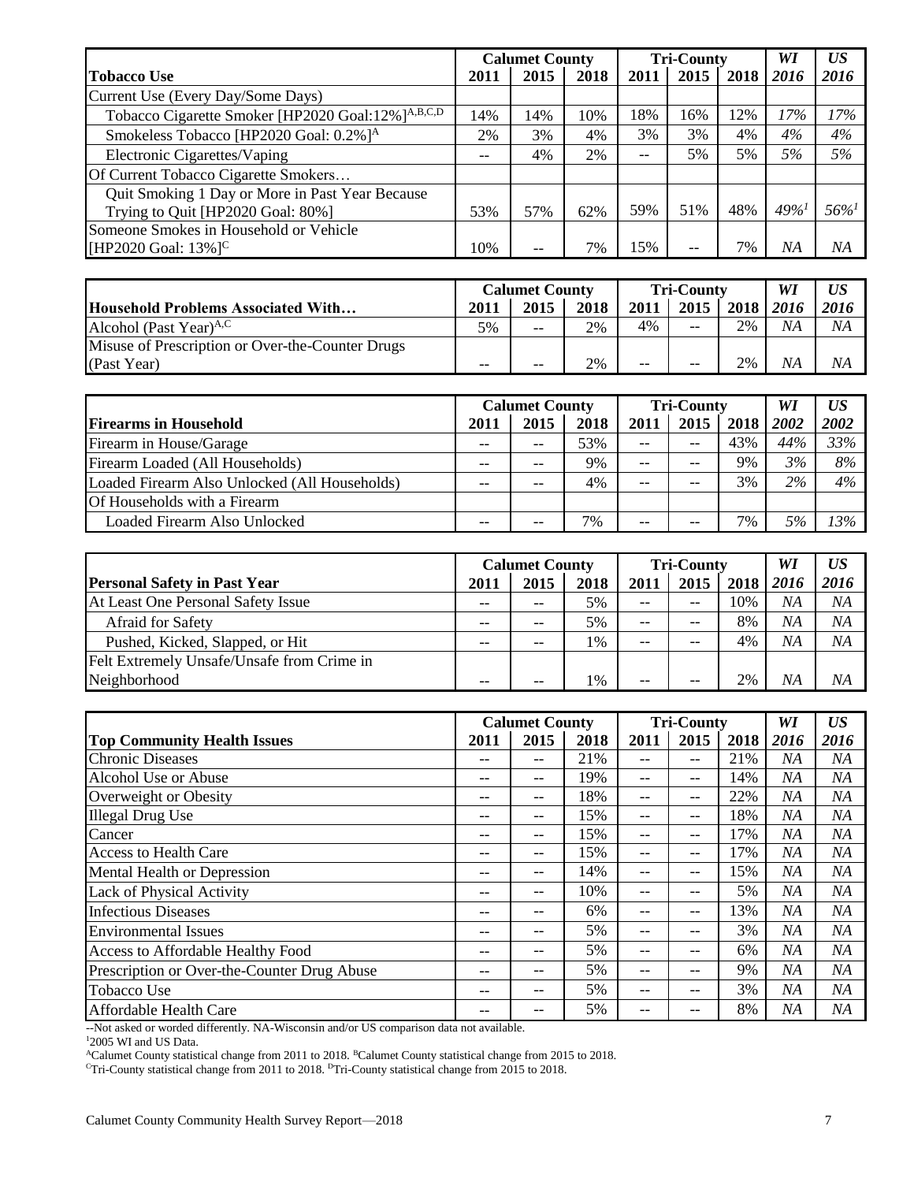| | Calumet County | | | Tri-County | | | WI | US |
|---|---|---|---|---|---|---|---|---|
| **Tobacco Use** | **2011** | **2015** | **2018** | **2011** | **2015** | **2018** | ***2016*** | ***2016*** |
| Current Use (Every Day/Some Days) | | | | | | | | |
| Tobacco Cigarette Smoker [HP2020 Goal:12%][A,B,C,D] | 14% | 14% | 10% | 18% | 16% | 12% | *17%* | *17%* |
| Smokeless Tobacco [HP2020 Goal: 0.2%][A] | 2% | 3% | 4% | 3% | 3% | 4% | *4%* | *4%* |
| Electronic Cigarettes/Vaping | -- | 4% | 2% | -- | 5% | 5% | *5%* | *5%* |
| Of Current Tobacco Cigarette Smokers… | | | | | | | | |
| Quit Smoking 1 Day or More in Past Year Because Trying to Quit [HP2020 Goal: 80%] | 53% | 57% | 62% | 59% | 51% | 48% | *49%[1]* | *56%[1]* |
| Someone Smokes in Household or Vehicle [HP2020 Goal: 13%][C] | 10% | -- | 7% | 15% | -- | 7% | *NA* | *NA* |

| | Calumet County | | | Tri-County | | | WI | US |
|---|---|---|---|---|---|---|---|---|
| **Household Problems Associated With…** | **2011** | **2015** | **2018** | **2011** | **2015** | **2018** | ***2016*** | ***2016*** |
| Alcohol (Past Year)[A,C] | 5% | -- | 2% | 4% | -- | 2% | *NA* | *NA* |
| Misuse of Prescription or Over-the-Counter Drugs (Past Year) | -- | -- | 2% | -- | -- | 2% | *NA* | *NA* |

| | Calumet County | | | Tri-County | | | WI | US |
|---|---|---|---|---|---|---|---|---|
| **Firearms in Household** | **2011** | **2015** | **2018** | **2011** | **2015** | **2018** | ***2002*** | ***2002*** |
| Firearm in House/Garage | -- | -- | 53% | -- | -- | 43% | *44%* | *33%* |
| Firearm Loaded (All Households) | -- | -- | 9% | -- | -- | 9% | *3%* | *8%* |
| Loaded Firearm Also Unlocked (All Households) | -- | -- | 4% | -- | -- | 3% | *2%* | *4%* |
| Of Households with a Firearm | | | | | | | | |
| Loaded Firearm Also Unlocked | -- | -- | 7% | -- | -- | 7% | *5%* | *13%* |

| | Calumet County | | | Tri-County | | | WI | US |
|---|---|---|---|---|---|---|---|---|
| **Personal Safety in Past Year** | **2011** | **2015** | **2018** | **2011** | **2015** | **2018** | ***2016*** | ***2016*** |
| At Least One Personal Safety Issue | -- | -- | 5% | -- | -- | 10% | *NA* | *NA* |
| Afraid for Safety | -- | -- | 5% | -- | -- | 8% | *NA* | *NA* |
| Pushed, Kicked, Slapped, or Hit | -- | -- | 1% | -- | -- | 4% | *NA* | *NA* |
| Felt Extremely Unsafe/Unsafe from Crime in Neighborhood | -- | -- | 1% | -- | -- | 2% | *NA* | *NA* |

| | Calumet County | | | Tri-County | | | WI | US |
|---|---|---|---|---|---|---|---|---|
| **Top Community Health Issues** | **2011** | **2015** | **2018** | **2011** | **2015** | **2018** | ***2016*** | ***2016*** |
| Chronic Diseases | -- | -- | 21% | -- | -- | 21% | *NA* | *NA* |
| Alcohol Use or Abuse | -- | -- | 19% | -- | -- | 14% | *NA* | *NA* |
| Overweight or Obesity | -- | -- | 18% | -- | -- | 22% | *NA* | *NA* |
| Illegal Drug Use | -- | -- | 15% | -- | -- | 18% | *NA* | *NA* |
| Cancer | -- | -- | 15% | -- | -- | 17% | *NA* | *NA* |
| Access to Health Care | -- | -- | 15% | -- | -- | 17% | *NA* | *NA* |
| Mental Health or Depression | -- | -- | 14% | -- | -- | 15% | *NA* | *NA* |
| Lack of Physical Activity | -- | -- | 10% | -- | -- | 5% | *NA* | *NA* |
| Infectious Diseases | -- | -- | 6% | -- | -- | 13% | *NA* | *NA* |
| Environmental Issues | -- | -- | 5% | -- | -- | 3% | *NA* | *NA* |
| Access to Affordable Healthy Food | -- | -- | 5% | -- | -- | 6% | *NA* | *NA* |
| Prescription or Over-the-Counter Drug Abuse | -- | -- | 5% | -- | -- | 9% | *NA* | *NA* |
| Tobacco Use | -- | -- | 5% | -- | -- | 3% | *NA* | *NA* |
| Affordable Health Care | -- | -- | 5% | -- | -- | 8% | *NA* | *NA* |

--Not asked or worded differently. NA-Wisconsin and/or US comparison data not available.

[1]2005 WI and US Data.

[A]Calumet County statistical change from 2011 to 2018. [B]Calumet County statistical change from 2015 to 2018.

[C]Tri-County statistical change from 2011 to 2018. [D]Tri-County statistical change from 2015 to 2018.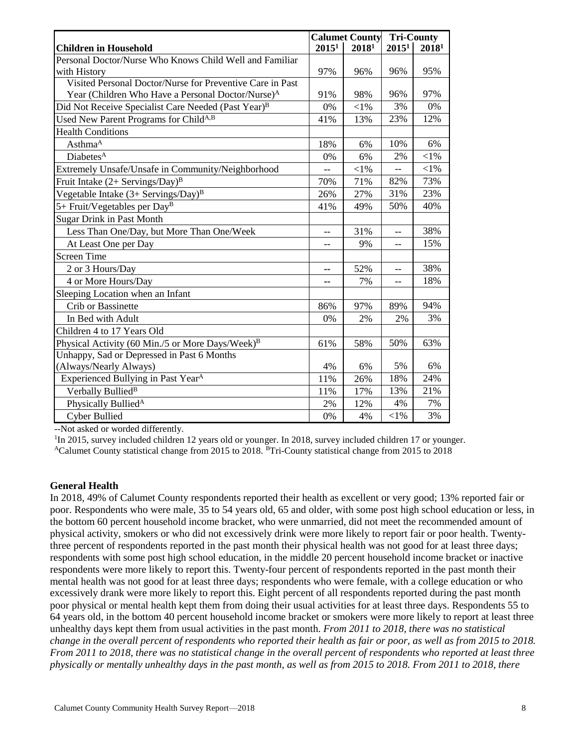| Children in Household | Calumet County 2015[1] | Calumet County 2018[1] | Tri-County 2015[1] | Tri-County 2018[1] |
|---|---|---|---|---|
| Personal Doctor/Nurse Who Knows Child Well and Familiar with History | 97% | 96% | 96% | 95% |
| Visited Personal Doctor/Nurse for Preventive Care in Past Year (Children Who Have a Personal Doctor/Nurse)[A] | 91% | 98% | 96% | 97% |
| Did Not Receive Specialist Care Needed (Past Year)[B] | 0% | <1% | 3% | 0% |
| Used New Parent Programs for Child[A,B] | 41% | 13% | 23% | 12% |
| Health Conditions | | | | |
| Asthma[A] | 18% | 6% | 10% | 6% |
| Diabetes[A] | 0% | 6% | 2% | <1% |
| Extremely Unsafe/Unsafe in Community/Neighborhood | -- | <1% | -- | <1% |
| Fruit Intake (2+ Servings/Day)[B] | 70% | 71% | 82% | 73% |
| Vegetable Intake (3+ Servings/Day)[B] | 26% | 27% | 31% | 23% |
| 5+ Fruit/Vegetables per Day[B] | 41% | 49% | 50% | 40% |
| Sugar Drink in Past Month | | | | |
| Less Than One/Day, but More Than One/Week | -- | 31% | -- | 38% |
| At Least One per Day | -- | 9% | -- | 15% |
| Screen Time | | | | |
| 2 or 3 Hours/Day | -- | 52% | -- | 38% |
| 4 or More Hours/Day | -- | 7% | -- | 18% |
| Sleeping Location when an Infant | | | | |
| Crib or Bassinette | 86% | 97% | 89% | 94% |
| In Bed with Adult | 0% | 2% | 2% | 3% |
| Children 4 to 17 Years Old | | | | |
| Physical Activity (60 Min./5 or More Days/Week)[B] | 61% | 58% | 50% | 63% |
| Unhappy, Sad or Depressed in Past 6 Months (Always/Nearly Always) | 4% | 6% | 5% | 6% |
| Experienced Bullying in Past Year[A] | 11% | 26% | 18% | 24% |
| Verbally Bullied[B] | 11% | 17% | 13% | 21% |
| Physically Bullied[A] | 2% | 12% | 4% | 7% |
| Cyber Bullied | 0% | 4% | <1% | 3% |

--Not asked or worded differently.

[1]In 2015, survey included children 12 years old or younger. In 2018, survey included children 17 or younger.

[A]Calumet County statistical change from 2015 to 2018. [B]Tri-County statistical change from 2015 to 2018

**General Health**

In 2018, 49% of Calumet County respondents reported their health as excellent or very good; 13% reported fair or poor. Respondents who were male, 35 to 54 years old, 65 and older, with some post high school education or less, in the bottom 60 percent household income bracket, who were unmarried, did not meet the recommended amount of physical activity, smokers or who did not excessively drink were more likely to report fair or poor health. Twenty-three percent of respondents reported in the past month their physical health was not good for at least three days; respondents with some post high school education, in the middle 20 percent household income bracket or inactive respondents were more likely to report this. Twenty-four percent of respondents reported in the past month their mental health was not good for at least three days; respondents who were female, with a college education or who excessively drank were more likely to report this. Eight percent of all respondents reported during the past month poor physical or mental health kept them from doing their usual activities for at least three days. Respondents 55 to 64 years old, in the bottom 40 percent household income bracket or smokers were more likely to report at least three unhealthy days kept them from usual activities in the past month. *From 2011 to 2018, there was no statistical change in the overall percent of respondents who reported their health as fair or poor, as well as from 2015 to 2018. From 2011 to 2018, there was no statistical change in the overall percent of respondents who reported at least three physically or mentally unhealthy days in the past month, as well as from 2015 to 2018. From 2011 to 2018, there*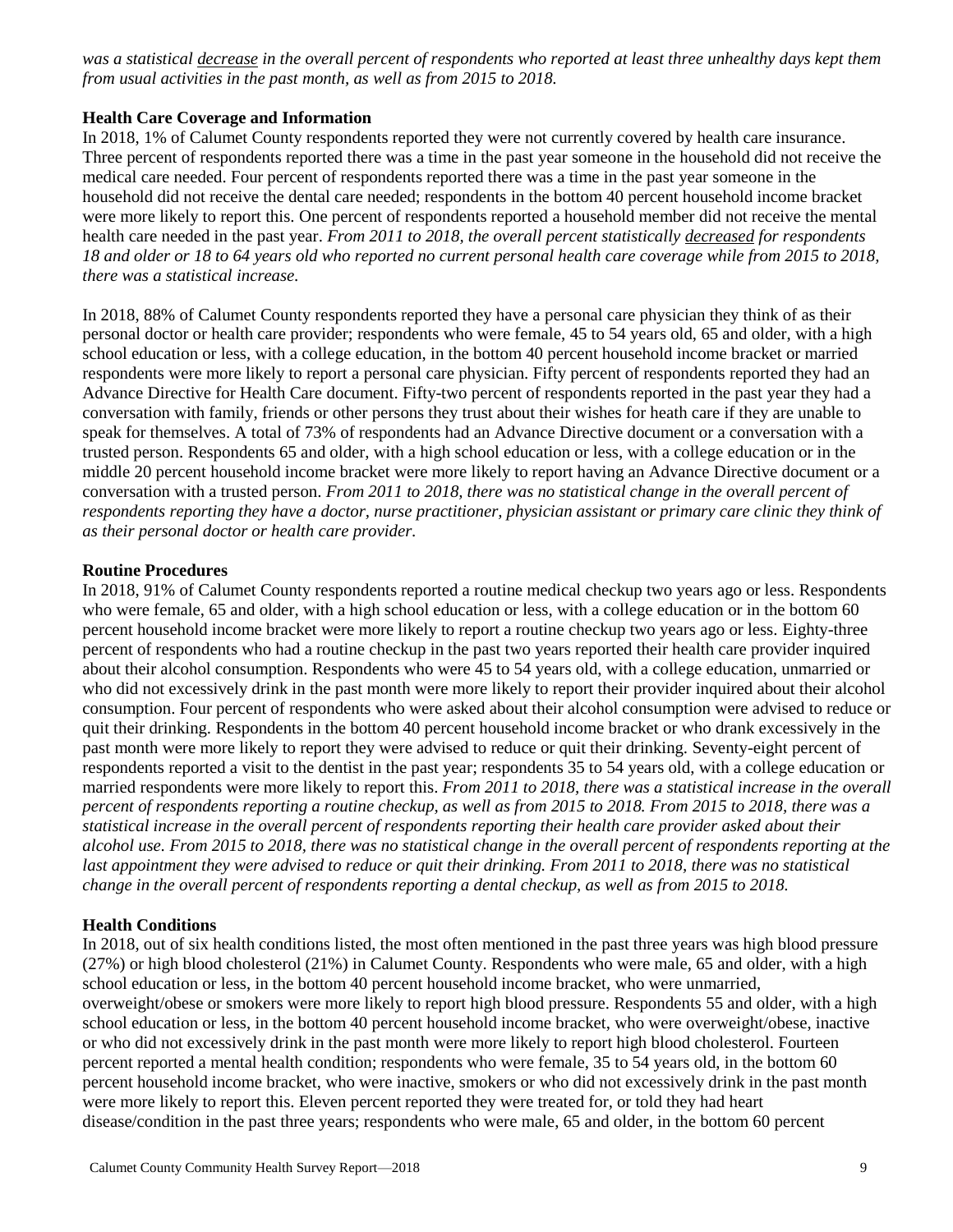*was a statistical decrease in the overall percent of respondents who reported at least three unhealthy days kept them from usual activities in the past month, as well as from 2015 to 2018.*

**Health Care Coverage and Information**

In 2018, 1% of Calumet County respondents reported they were not currently covered by health care insurance. Three percent of respondents reported there was a time in the past year someone in the household did not receive the medical care needed. Four percent of respondents reported there was a time in the past year someone in the household did not receive the dental care needed; respondents in the bottom 40 percent household income bracket were more likely to report this. One percent of respondents reported a household member did not receive the mental health care needed in the past year. *From 2011 to 2018, the overall percent statistically decreased for respondents 18 and older or 18 to 64 years old who reported no current personal health care coverage while from 2015 to 2018, there was a statistical increase.*

In 2018, 88% of Calumet County respondents reported they have a personal care physician they think of as their personal doctor or health care provider; respondents who were female, 45 to 54 years old, 65 and older, with a high school education or less, with a college education, in the bottom 40 percent household income bracket or married respondents were more likely to report a personal care physician. Fifty percent of respondents reported they had an Advance Directive for Health Care document. Fifty-two percent of respondents reported in the past year they had a conversation with family, friends or other persons they trust about their wishes for heath care if they are unable to speak for themselves. A total of 73% of respondents had an Advance Directive document or a conversation with a trusted person. Respondents 65 and older, with a high school education or less, with a college education or in the middle 20 percent household income bracket were more likely to report having an Advance Directive document or a conversation with a trusted person. *From 2011 to 2018, there was no statistical change in the overall percent of respondents reporting they have a doctor, nurse practitioner, physician assistant or primary care clinic they think of as their personal doctor or health care provider.*

**Routine Procedures**

In 2018, 91% of Calumet County respondents reported a routine medical checkup two years ago or less. Respondents who were female, 65 and older, with a high school education or less, with a college education or in the bottom 60 percent household income bracket were more likely to report a routine checkup two years ago or less. Eighty-three percent of respondents who had a routine checkup in the past two years reported their health care provider inquired about their alcohol consumption. Respondents who were 45 to 54 years old, with a college education, unmarried or who did not excessively drink in the past month were more likely to report their provider inquired about their alcohol consumption. Four percent of respondents who were asked about their alcohol consumption were advised to reduce or quit their drinking. Respondents in the bottom 40 percent household income bracket or who drank excessively in the past month were more likely to report they were advised to reduce or quit their drinking. Seventy-eight percent of respondents reported a visit to the dentist in the past year; respondents 35 to 54 years old, with a college education or married respondents were more likely to report this. *From 2011 to 2018, there was a statistical increase in the overall percent of respondents reporting a routine checkup, as well as from 2015 to 2018. From 2015 to 2018, there was a statistical increase in the overall percent of respondents reporting their health care provider asked about their alcohol use. From 2015 to 2018, there was no statistical change in the overall percent of respondents reporting at the last appointment they were advised to reduce or quit their drinking. From 2011 to 2018, there was no statistical change in the overall percent of respondents reporting a dental checkup, as well as from 2015 to 2018.*

**Health Conditions**

In 2018, out of six health conditions listed, the most often mentioned in the past three years was high blood pressure (27%) or high blood cholesterol (21%) in Calumet County. Respondents who were male, 65 and older, with a high school education or less, in the bottom 40 percent household income bracket, who were unmarried, overweight/obese or smokers were more likely to report high blood pressure. Respondents 55 and older, with a high school education or less, in the bottom 40 percent household income bracket, who were overweight/obese, inactive or who did not excessively drink in the past month were more likely to report high blood cholesterol. Fourteen percent reported a mental health condition; respondents who were female, 35 to 54 years old, in the bottom 60 percent household income bracket, who were inactive, smokers or who did not excessively drink in the past month were more likely to report this. Eleven percent reported they were treated for, or told they had heart disease/condition in the past three years; respondents who were male, 65 and older, in the bottom 60 percent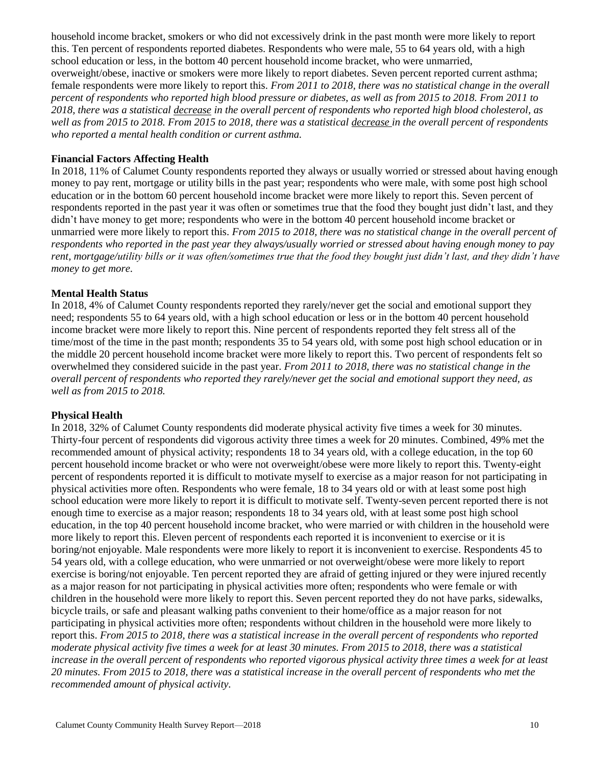household income bracket, smokers or who did not excessively drink in the past month were more likely to report this. Ten percent of respondents reported diabetes. Respondents who were male, 55 to 64 years old, with a high school education or less, in the bottom 40 percent household income bracket, who were unmarried, overweight/obese, inactive or smokers were more likely to report diabetes. Seven percent reported current asthma; female respondents were more likely to report this. *From 2011 to 2018, there was no statistical change in the overall percent of respondents who reported high blood pressure or diabetes, as well as from 2015 to 2018. From 2011 to 2018, there was a statistical decrease in the overall percent of respondents who reported high blood cholesterol, as well as from 2015 to 2018. From 2015 to 2018, there was a statistical decrease in the overall percent of respondents who reported a mental health condition or current asthma.*

**Financial Factors Affecting Health**

In 2018, 11% of Calumet County respondents reported they always or usually worried or stressed about having enough money to pay rent, mortgage or utility bills in the past year; respondents who were male, with some post high school education or in the bottom 60 percent household income bracket were more likely to report this. Seven percent of respondents reported in the past year it was often or sometimes true that the food they bought just didn't last, and they didn't have money to get more; respondents who were in the bottom 40 percent household income bracket or unmarried were more likely to report this. *From 2015 to 2018, there was no statistical change in the overall percent of respondents who reported in the past year they always/usually worried or stressed about having enough money to pay rent, mortgage/utility bills or it was often/sometimes true that the food they bought just didn't last, and they didn't have money to get more.*

**Mental Health Status**

In 2018, 4% of Calumet County respondents reported they rarely/never get the social and emotional support they need; respondents 55 to 64 years old, with a high school education or less or in the bottom 40 percent household income bracket were more likely to report this. Nine percent of respondents reported they felt stress all of the time/most of the time in the past month; respondents 35 to 54 years old, with some post high school education or in the middle 20 percent household income bracket were more likely to report this. Two percent of respondents felt so overwhelmed they considered suicide in the past year. *From 2011 to 2018, there was no statistical change in the overall percent of respondents who reported they rarely/never get the social and emotional support they need, as well as from 2015 to 2018.*

**Physical Health**

In 2018, 32% of Calumet County respondents did moderate physical activity five times a week for 30 minutes. Thirty-four percent of respondents did vigorous activity three times a week for 20 minutes. Combined, 49% met the recommended amount of physical activity; respondents 18 to 34 years old, with a college education, in the top 60 percent household income bracket or who were not overweight/obese were more likely to report this. Twenty-eight percent of respondents reported it is difficult to motivate myself to exercise as a major reason for not participating in physical activities more often. Respondents who were female, 18 to 34 years old or with at least some post high school education were more likely to report it is difficult to motivate self. Twenty-seven percent reported there is not enough time to exercise as a major reason; respondents 18 to 34 years old, with at least some post high school education, in the top 40 percent household income bracket, who were married or with children in the household were more likely to report this. Eleven percent of respondents each reported it is inconvenient to exercise or it is boring/not enjoyable. Male respondents were more likely to report it is inconvenient to exercise. Respondents 45 to 54 years old, with a college education, who were unmarried or not overweight/obese were more likely to report exercise is boring/not enjoyable. Ten percent reported they are afraid of getting injured or they were injured recently as a major reason for not participating in physical activities more often; respondents who were female or with children in the household were more likely to report this. Seven percent reported they do not have parks, sidewalks, bicycle trails, or safe and pleasant walking paths convenient to their home/office as a major reason for not participating in physical activities more often; respondents without children in the household were more likely to report this. *From 2015 to 2018, there was a statistical increase in the overall percent of respondents who reported moderate physical activity five times a week for at least 30 minutes. From 2015 to 2018, there was a statistical increase in the overall percent of respondents who reported vigorous physical activity three times a week for at least 20 minutes. From 2015 to 2018, there was a statistical increase in the overall percent of respondents who met the recommended amount of physical activity.*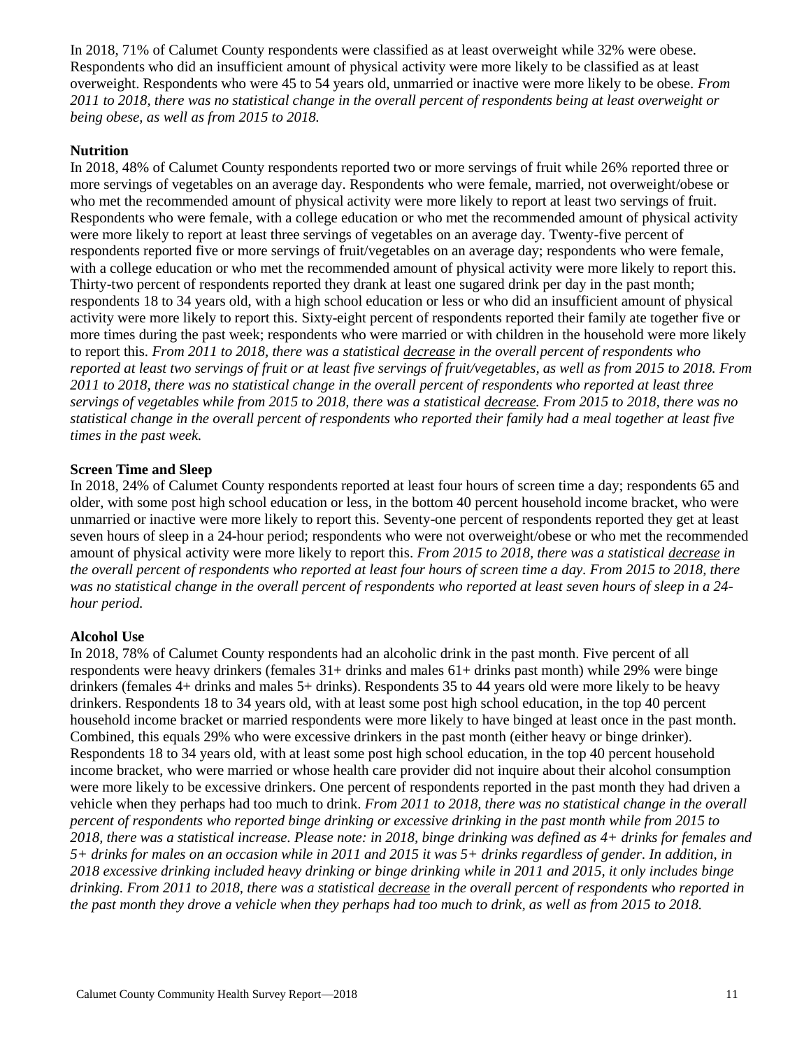In 2018, 71% of Calumet County respondents were classified as at least overweight while 32% were obese. Respondents who did an insufficient amount of physical activity were more likely to be classified as at least overweight. Respondents who were 45 to 54 years old, unmarried or inactive were more likely to be obese. *From 2011 to 2018, there was no statistical change in the overall percent of respondents being at least overweight or being obese, as well as from 2015 to 2018.*

**Nutrition**

In 2018, 48% of Calumet County respondents reported two or more servings of fruit while 26% reported three or more servings of vegetables on an average day. Respondents who were female, married, not overweight/obese or who met the recommended amount of physical activity were more likely to report at least two servings of fruit. Respondents who were female, with a college education or who met the recommended amount of physical activity were more likely to report at least three servings of vegetables on an average day. Twenty-five percent of respondents reported five or more servings of fruit/vegetables on an average day; respondents who were female, with a college education or who met the recommended amount of physical activity were more likely to report this. Thirty-two percent of respondents reported they drank at least one sugared drink per day in the past month; respondents 18 to 34 years old, with a high school education or less or who did an insufficient amount of physical activity were more likely to report this. Sixty-eight percent of respondents reported their family ate together five or more times during the past week; respondents who were married or with children in the household were more likely to report this. *From 2011 to 2018, there was a statistical <u>decrease</u> in the overall percent of respondents who reported at least two servings of fruit or at least five servings of fruit/vegetables, as well as from 2015 to 2018. From 2011 to 2018, there was no statistical change in the overall percent of respondents who reported at least three servings of vegetables while from 2015 to 2018, there was a statistical <u>decrease</u>. From 2015 to 2018, there was no statistical change in the overall percent of respondents who reported their family had a meal together at least five times in the past week.*

**Screen Time and Sleep**

In 2018, 24% of Calumet County respondents reported at least four hours of screen time a day; respondents 65 and older, with some post high school education or less, in the bottom 40 percent household income bracket, who were unmarried or inactive were more likely to report this. Seventy-one percent of respondents reported they get at least seven hours of sleep in a 24-hour period; respondents who were not overweight/obese or who met the recommended amount of physical activity were more likely to report this. *From 2015 to 2018, there was a statistical <u>decrease</u> in the overall percent of respondents who reported at least four hours of screen time a day. From 2015 to 2018, there was no statistical change in the overall percent of respondents who reported at least seven hours of sleep in a 24-hour period.*

**Alcohol Use**

In 2018, 78% of Calumet County respondents had an alcoholic drink in the past month. Five percent of all respondents were heavy drinkers (females 31+ drinks and males 61+ drinks past month) while 29% were binge drinkers (females 4+ drinks and males 5+ drinks). Respondents 35 to 44 years old were more likely to be heavy drinkers. Respondents 18 to 34 years old, with at least some post high school education, in the top 40 percent household income bracket or married respondents were more likely to have binged at least once in the past month. Combined, this equals 29% who were excessive drinkers in the past month (either heavy or binge drinker). Respondents 18 to 34 years old, with at least some post high school education, in the top 40 percent household income bracket, who were married or whose health care provider did not inquire about their alcohol consumption were more likely to be excessive drinkers. One percent of respondents reported in the past month they had driven a vehicle when they perhaps had too much to drink. *From 2011 to 2018, there was no statistical change in the overall percent of respondents who reported binge drinking or excessive drinking in the past month while from 2015 to 2018, there was a statistical increase. Please note: in 2018, binge drinking was defined as 4+ drinks for females and 5+ drinks for males on an occasion while in 2011 and 2015 it was 5+ drinks regardless of gender. In addition, in 2018 excessive drinking included heavy drinking or binge drinking while in 2011 and 2015, it only includes binge drinking. From 2011 to 2018, there was a statistical <u>decrease</u> in the overall percent of respondents who reported in the past month they drove a vehicle when they perhaps had too much to drink, as well as from 2015 to 2018.*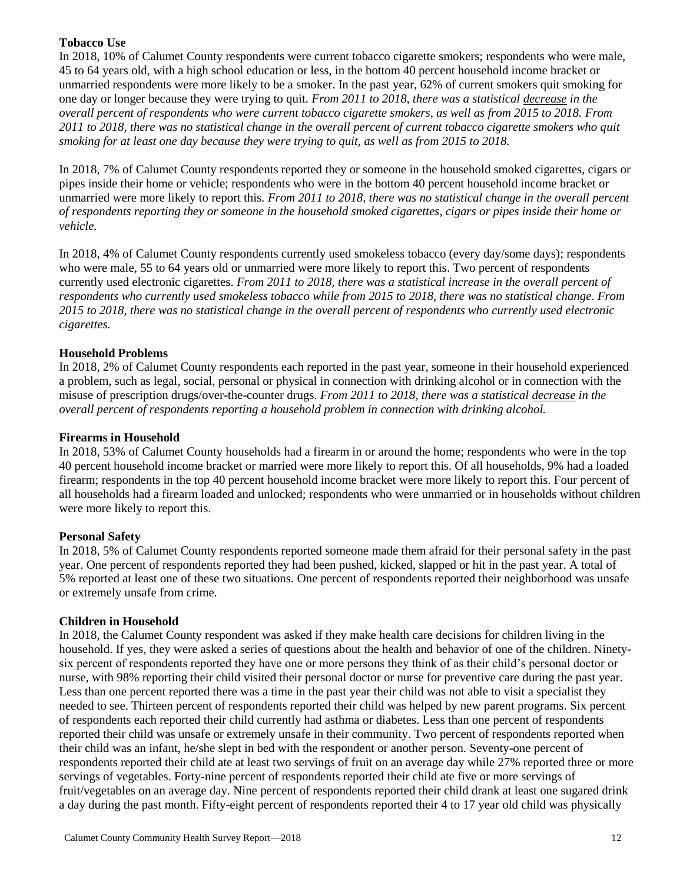**Tobacco Use**

In 2018, 10% of Calumet County respondents were current tobacco cigarette smokers; respondents who were male, 45 to 64 years old, with a high school education or less, in the bottom 40 percent household income bracket or unmarried respondents were more likely to be a smoker. In the past year, 62% of current smokers quit smoking for one day or longer because they were trying to quit. *From 2011 to 2018, there was a statistical decrease in the overall percent of respondents who were current tobacco cigarette smokers, as well as from 2015 to 2018. From 2011 to 2018, there was no statistical change in the overall percent of current tobacco cigarette smokers who quit smoking for at least one day because they were trying to quit, as well as from 2015 to 2018.*

In 2018, 7% of Calumet County respondents reported they or someone in the household smoked cigarettes, cigars or pipes inside their home or vehicle; respondents who were in the bottom 40 percent household income bracket or unmarried were more likely to report this. *From 2011 to 2018, there was no statistical change in the overall percent of respondents reporting they or someone in the household smoked cigarettes, cigars or pipes inside their home or vehicle.*

In 2018, 4% of Calumet County respondents currently used smokeless tobacco (every day/some days); respondents who were male, 55 to 64 years old or unmarried were more likely to report this. Two percent of respondents currently used electronic cigarettes. *From 2011 to 2018, there was a statistical increase in the overall percent of respondents who currently used smokeless tobacco while from 2015 to 2018, there was no statistical change. From 2015 to 2018, there was no statistical change in the overall percent of respondents who currently used electronic cigarettes.*

**Household Problems**

In 2018, 2% of Calumet County respondents each reported in the past year, someone in their household experienced a problem, such as legal, social, personal or physical in connection with drinking alcohol or in connection with the misuse of prescription drugs/over-the-counter drugs. *From 2011 to 2018, there was a statistical decrease in the overall percent of respondents reporting a household problem in connection with drinking alcohol.*

**Firearms in Household**

In 2018, 53% of Calumet County households had a firearm in or around the home; respondents who were in the top 40 percent household income bracket or married were more likely to report this. Of all households, 9% had a loaded firearm; respondents in the top 40 percent household income bracket were more likely to report this. Four percent of all households had a firearm loaded and unlocked; respondents who were unmarried or in households without children were more likely to report this.

**Personal Safety**

In 2018, 5% of Calumet County respondents reported someone made them afraid for their personal safety in the past year. One percent of respondents reported they had been pushed, kicked, slapped or hit in the past year. A total of 5% reported at least one of these two situations. One percent of respondents reported their neighborhood was unsafe or extremely unsafe from crime.

**Children in Household**

In 2018, the Calumet County respondent was asked if they make health care decisions for children living in the household. If yes, they were asked a series of questions about the health and behavior of one of the children. Ninety-six percent of respondents reported they have one or more persons they think of as their child's personal doctor or nurse, with 98% reporting their child visited their personal doctor or nurse for preventive care during the past year. Less than one percent reported there was a time in the past year their child was not able to visit a specialist they needed to see. Thirteen percent of respondents reported their child was helped by new parent programs. Six percent of respondents each reported their child currently had asthma or diabetes. Less than one percent of respondents reported their child was unsafe or extremely unsafe in their community. Two percent of respondents reported when their child was an infant, he/she slept in bed with the respondent or another person. Seventy-one percent of respondents reported their child ate at least two servings of fruit on an average day while 27% reported three or more servings of vegetables. Forty-nine percent of respondents reported their child ate five or more servings of fruit/vegetables on an average day. Nine percent of respondents reported their child drank at least one sugared drink a day during the past month. Fifty-eight percent of respondents reported their 4 to 17 year old child was physically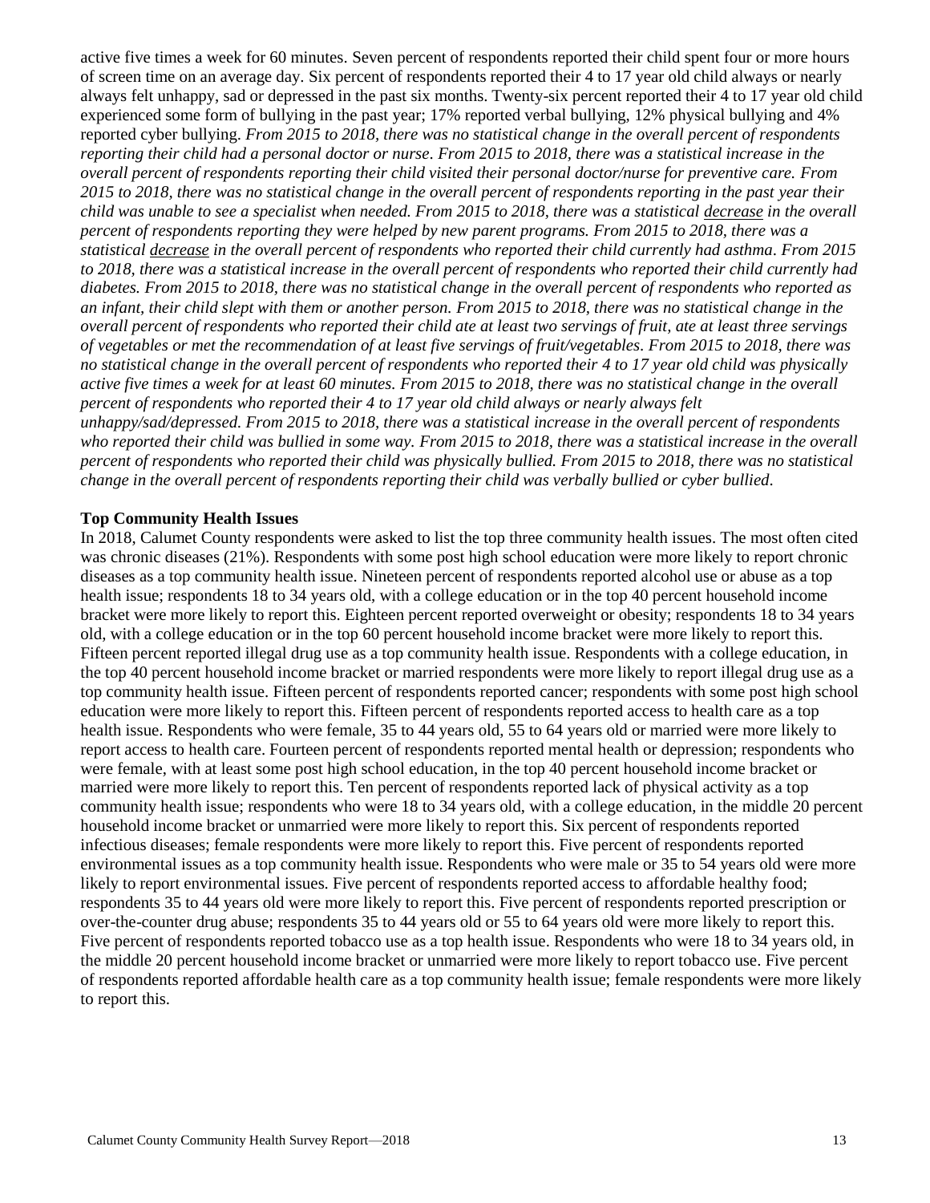active five times a week for 60 minutes. Seven percent of respondents reported their child spent four or more hours of screen time on an average day. Six percent of respondents reported their 4 to 17 year old child always or nearly always felt unhappy, sad or depressed in the past six months. Twenty-six percent reported their 4 to 17 year old child experienced some form of bullying in the past year; 17% reported verbal bullying, 12% physical bullying and 4% reported cyber bullying. *From 2015 to 2018, there was no statistical change in the overall percent of respondents reporting their child had a personal doctor or nurse. From 2015 to 2018, there was a statistical increase in the overall percent of respondents reporting their child visited their personal doctor/nurse for preventive care. From 2015 to 2018, there was no statistical change in the overall percent of respondents reporting in the past year their child was unable to see a specialist when needed. From 2015 to 2018, there was a statistical decrease in the overall percent of respondents reporting they were helped by new parent programs. From 2015 to 2018, there was a statistical decrease in the overall percent of respondents who reported their child currently had asthma. From 2015 to 2018, there was a statistical increase in the overall percent of respondents who reported their child currently had diabetes. From 2015 to 2018, there was no statistical change in the overall percent of respondents who reported as an infant, their child slept with them or another person. From 2015 to 2018, there was no statistical change in the overall percent of respondents who reported their child ate at least two servings of fruit, ate at least three servings of vegetables or met the recommendation of at least five servings of fruit/vegetables. From 2015 to 2018, there was no statistical change in the overall percent of respondents who reported their 4 to 17 year old child was physically active five times a week for at least 60 minutes. From 2015 to 2018, there was no statistical change in the overall percent of respondents who reported their 4 to 17 year old child always or nearly always felt unhappy/sad/depressed. From 2015 to 2018, there was a statistical increase in the overall percent of respondents who reported their child was bullied in some way. From 2015 to 2018, there was a statistical increase in the overall percent of respondents who reported their child was physically bullied. From 2015 to 2018, there was no statistical change in the overall percent of respondents reporting their child was verbally bullied or cyber bullied.*

**Top Community Health Issues**

In 2018, Calumet County respondents were asked to list the top three community health issues. The most often cited was chronic diseases (21%). Respondents with some post high school education were more likely to report chronic diseases as a top community health issue. Nineteen percent of respondents reported alcohol use or abuse as a top health issue; respondents 18 to 34 years old, with a college education or in the top 40 percent household income bracket were more likely to report this. Eighteen percent reported overweight or obesity; respondents 18 to 34 years old, with a college education or in the top 60 percent household income bracket were more likely to report this. Fifteen percent reported illegal drug use as a top community health issue. Respondents with a college education, in the top 40 percent household income bracket or married respondents were more likely to report illegal drug use as a top community health issue. Fifteen percent of respondents reported cancer; respondents with some post high school education were more likely to report this. Fifteen percent of respondents reported access to health care as a top health issue. Respondents who were female, 35 to 44 years old, 55 to 64 years old or married were more likely to report access to health care. Fourteen percent of respondents reported mental health or depression; respondents who were female, with at least some post high school education, in the top 40 percent household income bracket or married were more likely to report this. Ten percent of respondents reported lack of physical activity as a top community health issue; respondents who were 18 to 34 years old, with a college education, in the middle 20 percent household income bracket or unmarried were more likely to report this. Six percent of respondents reported infectious diseases; female respondents were more likely to report this. Five percent of respondents reported environmental issues as a top community health issue. Respondents who were male or 35 to 54 years old were more likely to report environmental issues. Five percent of respondents reported access to affordable healthy food; respondents 35 to 44 years old were more likely to report this. Five percent of respondents reported prescription or over-the-counter drug abuse; respondents 35 to 44 years old or 55 to 64 years old were more likely to report this. Five percent of respondents reported tobacco use as a top health issue. Respondents who were 18 to 34 years old, in the middle 20 percent household income bracket or unmarried were more likely to report tobacco use. Five percent of respondents reported affordable health care as a top community health issue; female respondents were more likely to report this.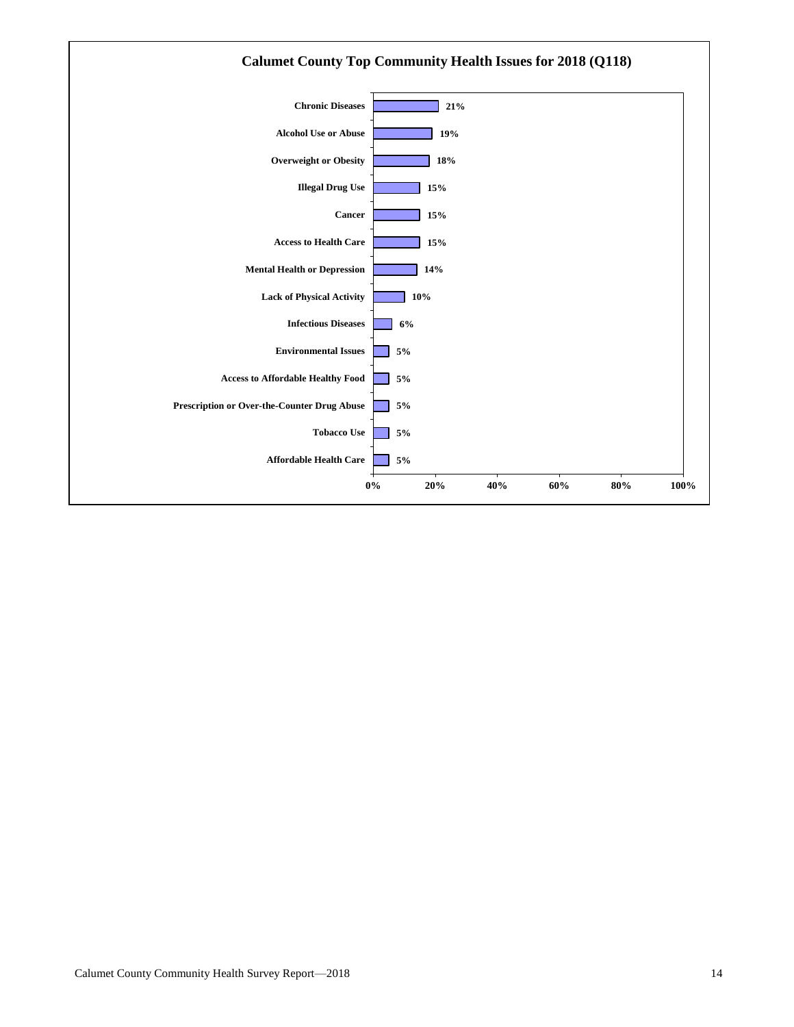**Calumet County Top Community Health Issues for 2018 (Q118)**

Chronic Diseases 21%
Alcohol Use or Abuse 19%
Overweight or Obesity 18%
Illegal Drug Use 15%
Cancer 15%
Access to Health Care 15%
Mental Health or Depression 14%
Lack of Physical Activity 10%
Infectious Diseases 6%
Environmental Issues 5%
Access to Affordable Healthy Food 5%
Prescription or Over-the-Counter Drug Abuse 5%
Tobacco Use 5%
Affordable Health Care 5%

0% 20% 40% 60% 80% 100%